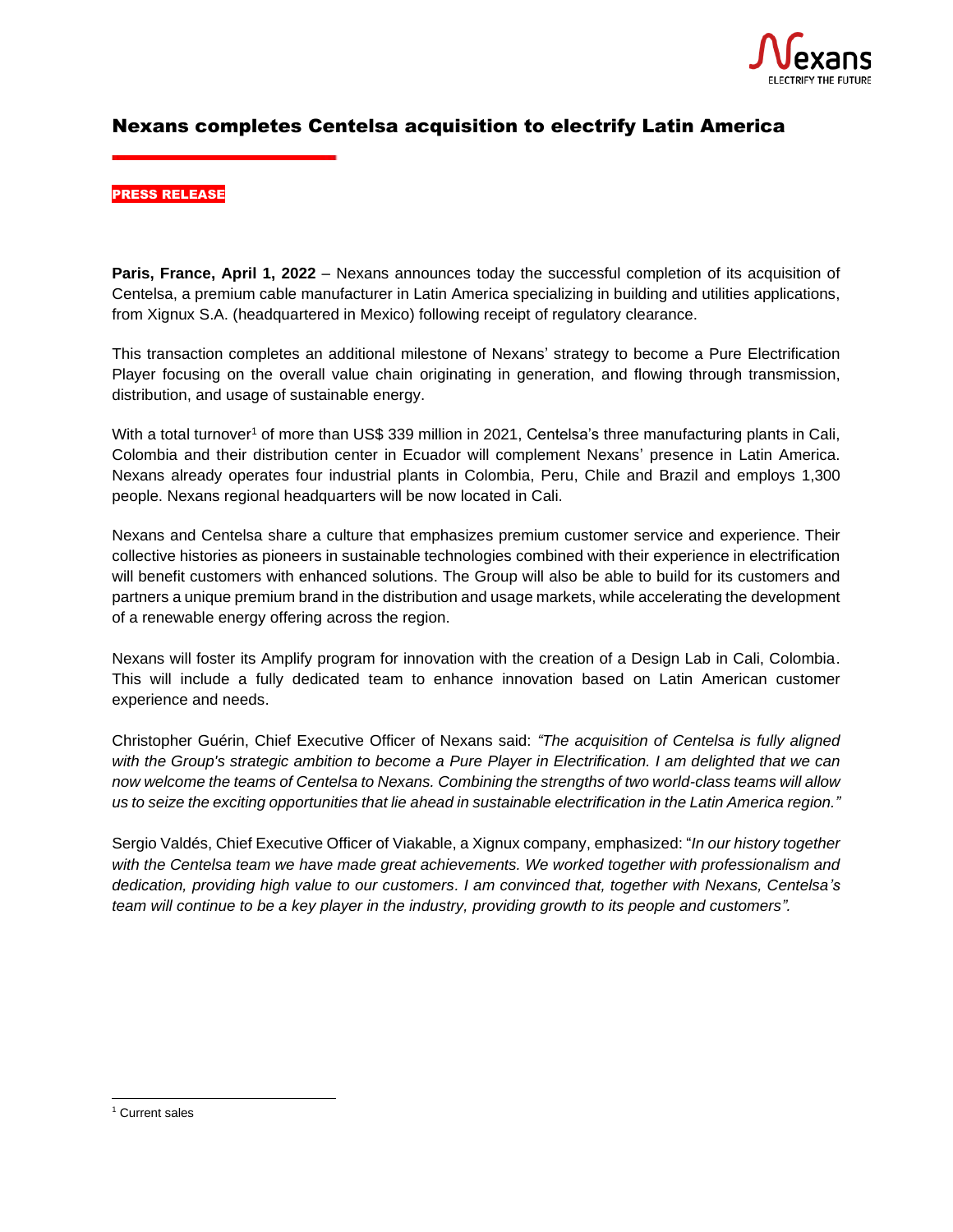# Nexans completes Centelsa acquisition to electrify Latin America

**PRESS RELEASE**

**Paris, France, April 1, 2022** – Nexans announces today the successful completion of its acquisition of Centelsa, a premium cable manufacturer in Latin America specializing in building and utilities applications, from Xignux S.A. (headquartered in Mexico) following receipt of regulatory clearance.

This transaction completes an additional milestone of Nexans' strategy to become a Pure Electrification Player focusing on the overall value chain originating in generation, and flowing through transmission, distribution, and usage of sustainable energy.

With a total turnover[1] of more than US$ 339 million in 2021, Centelsa's three manufacturing plants in Cali, Colombia and their distribution center in Ecuador will complement Nexans' presence in Latin America. Nexans already operates four industrial plants in Colombia, Peru, Chile and Brazil and employs 1,300 people. Nexans regional headquarters will be now located in Cali.

Nexans and Centelsa share a culture that emphasizes premium customer service and experience. Their collective histories as pioneers in sustainable technologies combined with their experience in electrification will benefit customers with enhanced solutions. The Group will also be able to build for its customers and partners a unique premium brand in the distribution and usage markets, while accelerating the development of a renewable energy offering across the region.

Nexans will foster its Amplify program for innovation with the creation of a Design Lab in Cali, Colombia. This will include a fully dedicated team to enhance innovation based on Latin American customer experience and needs.

Christopher Guérin, Chief Executive Officer of Nexans said: *"The acquisition of Centelsa is fully aligned with the Group's strategic ambition to become a Pure Player in Electrification. I am delighted that we can now welcome the teams of Centelsa to Nexans. Combining the strengths of two world-class teams will allow us to seize the exciting opportunities that lie ahead in sustainable electrification in the Latin America region."*

Sergio Valdés, Chief Executive Officer of Viakable, a Xignux company, emphasized: "*In our history together with the Centelsa team we have made great achievements. We worked together with professionalism and dedication, providing high value to our customers. I am convinced that, together with Nexans, Centelsa's team will continue to be a key player in the industry, providing growth to its people and customers".*

[1] Current sales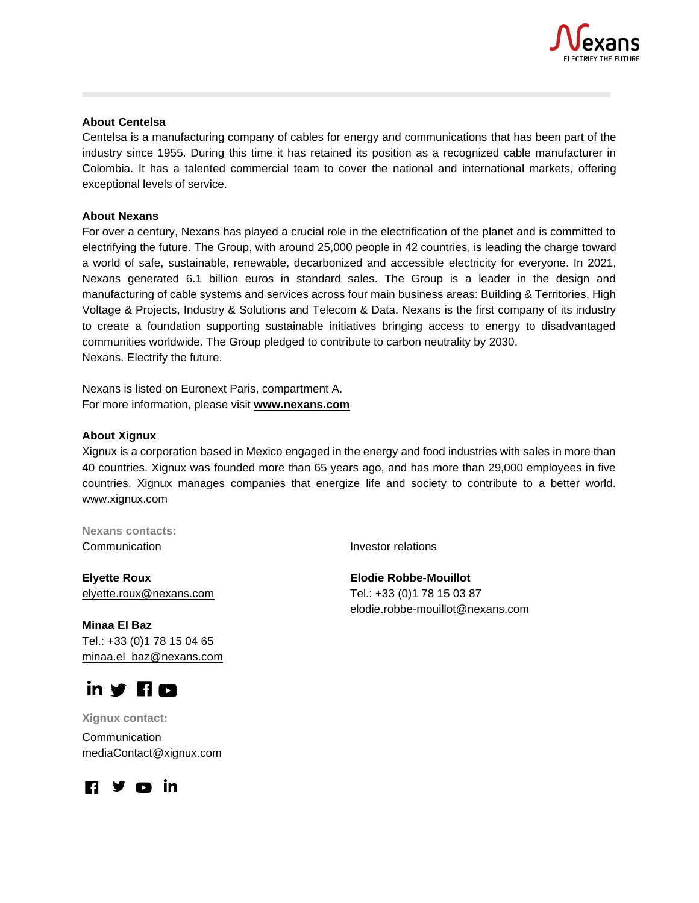### About Centelsa

Centelsa is a manufacturing company of cables for energy and communications that has been part of the industry since 1955. During this time it has retained its position as a recognized cable manufacturer in Colombia. It has a talented commercial team to cover the national and international markets, offering exceptional levels of service.

### About Nexans

For over a century, Nexans has played a crucial role in the electrification of the planet and is committed to electrifying the future. The Group, with around 25,000 people in 42 countries, is leading the charge toward a world of safe, sustainable, renewable, decarbonized and accessible electricity for everyone. In 2021, Nexans generated 6.1 billion euros in standard sales. The Group is a leader in the design and manufacturing of cable systems and services across four main business areas: Building & Territories, High Voltage & Projects, Industry & Solutions and Telecom & Data. Nexans is the first company of its industry to create a foundation supporting sustainable initiatives bringing access to energy to disadvantaged communities worldwide. The Group pledged to contribute to carbon neutrality by 2030.
Nexans. Electrify the future.

Nexans is listed on Euronext Paris, compartment A.
For more information, please visit **www.nexans.com**

### About Xignux

Xignux is a corporation based in Mexico engaged in the energy and food industries with sales in more than 40 countries. Xignux was founded more than 65 years ago, and has more than 29,000 employees in five countries. Xignux manages companies that energize life and society to contribute to a better world. www.xignux.com

**Nexans contacts:**

Communication

**Elyette Roux**
elyette.roux@nexans.com

**Minaa El Baz**
Tel.: +33 (0)1 78 15 04 65
minaa.el_baz@nexans.com

Investor relations

**Elodie Robbe-Mouillot**
Tel.: +33 (0)1 78 15 03 87
elodie.robbe-mouillot@nexans.com

**Xignux contact:**

Communication
mediaContact@xignux.com